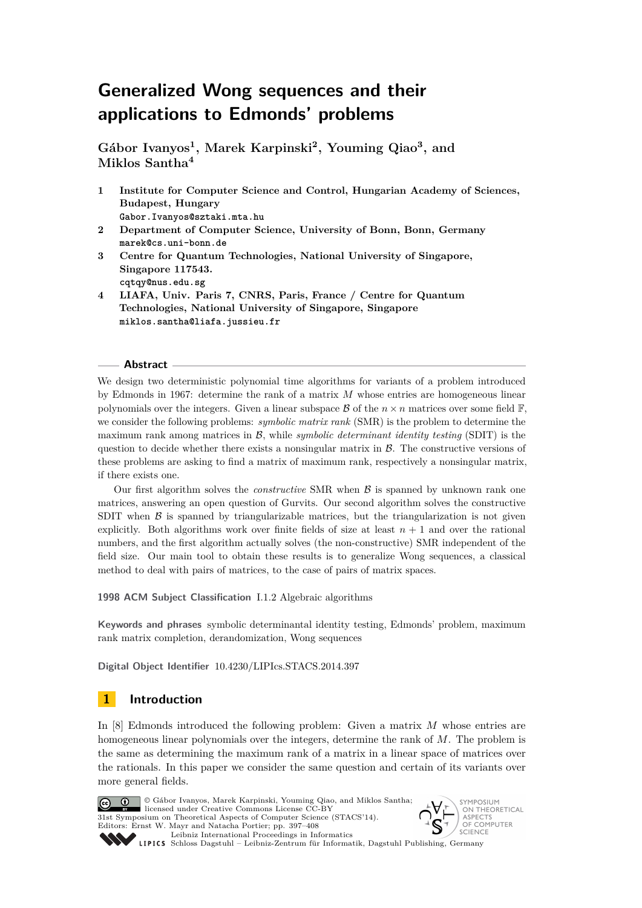# Generalized Wong sequences and their applications to Edmonds' problems

**Gábor Ivanyos[1], Marek Karpinski[2], Youming Qiao[3], and Miklos Santha[4]**

1. **Institute for Computer Science and Control, Hungarian Academy of Sciences, Budapest, Hungary**
   Gabor.Ivanyos@sztaki.mta.hu
2. **Department of Computer Science, University of Bonn, Bonn, Germany**
   marek@cs.uni-bonn.de
3. **Centre for Quantum Technologies, National University of Singapore, Singapore 117543.**
   cqtqy@nus.edu.sg
4. **LIAFA, Univ. Paris 7, CNRS, Paris, France / Centre for Quantum Technologies, National University of Singapore, Singapore**
   miklos.santha@liafa.jussieu.fr

## Abstract

We design two deterministic polynomial time algorithms for variants of a problem introduced by Edmonds in 1967: determine the rank of a matrix $M$ whose entries are homogeneous linear polynomials over the integers. Given a linear subspace $\mathcal{B}$ of the $n \times n$ matrices over some field $\mathbb{F}$, we consider the following problems: *symbolic matrix rank* (SMR) is the problem to determine the maximum rank among matrices in $\mathcal{B}$, while *symbolic determinant identity testing* (SDIT) is the question to decide whether there exists a nonsingular matrix in $\mathcal{B}$. The constructive versions of these problems are asking to find a matrix of maximum rank, respectively a nonsingular matrix, if there exists one.

Our first algorithm solves the *constructive* SMR when $\mathcal{B}$ is spanned by unknown rank one matrices, answering an open question of Gurvits. Our second algorithm solves the constructive SDIT when $\mathcal{B}$ is spanned by triangularizable matrices, but the triangularization is not given explicitly. Both algorithms work over finite fields of size at least $n + 1$ and over the rational numbers, and the first algorithm actually solves (the non-constructive) SMR independent of the field size. Our main tool to obtain these results is to generalize Wong sequences, a classical method to deal with pairs of matrices, to the case of pairs of matrix spaces.

**1998 ACM Subject Classification** I.1.2 Algebraic algorithms

**Keywords and phrases** symbolic determinantal identity testing, Edmonds' problem, maximum rank matrix completion, derandomization, Wong sequences

**Digital Object Identifier** 10.4230/LIPIcs.STACS.2014.397

## 1 Introduction

In [8] Edmonds introduced the following problem: Given a matrix $M$ whose entries are homogeneous linear polynomials over the integers, determine the rank of $M$. The problem is the same as determining the maximum rank of a matrix in a linear space of matrices over the rationals. In this paper we consider the same question and certain of its variants over more general fields.

© Gábor Ivanyos, Marek Karpinski, Youming Qiao, and Miklos Santha; licensed under Creative Commons License CC-BY
31st Symposium on Theoretical Aspects of Computer Science (STACS'14).
Editors: Ernst W. Mayr and Natacha Portier; pp. 397–408
Leibniz International Proceedings in Informatics
Schloss Dagstuhl – Leibniz-Zentrum für Informatik, Dagstuhl Publishing, Germany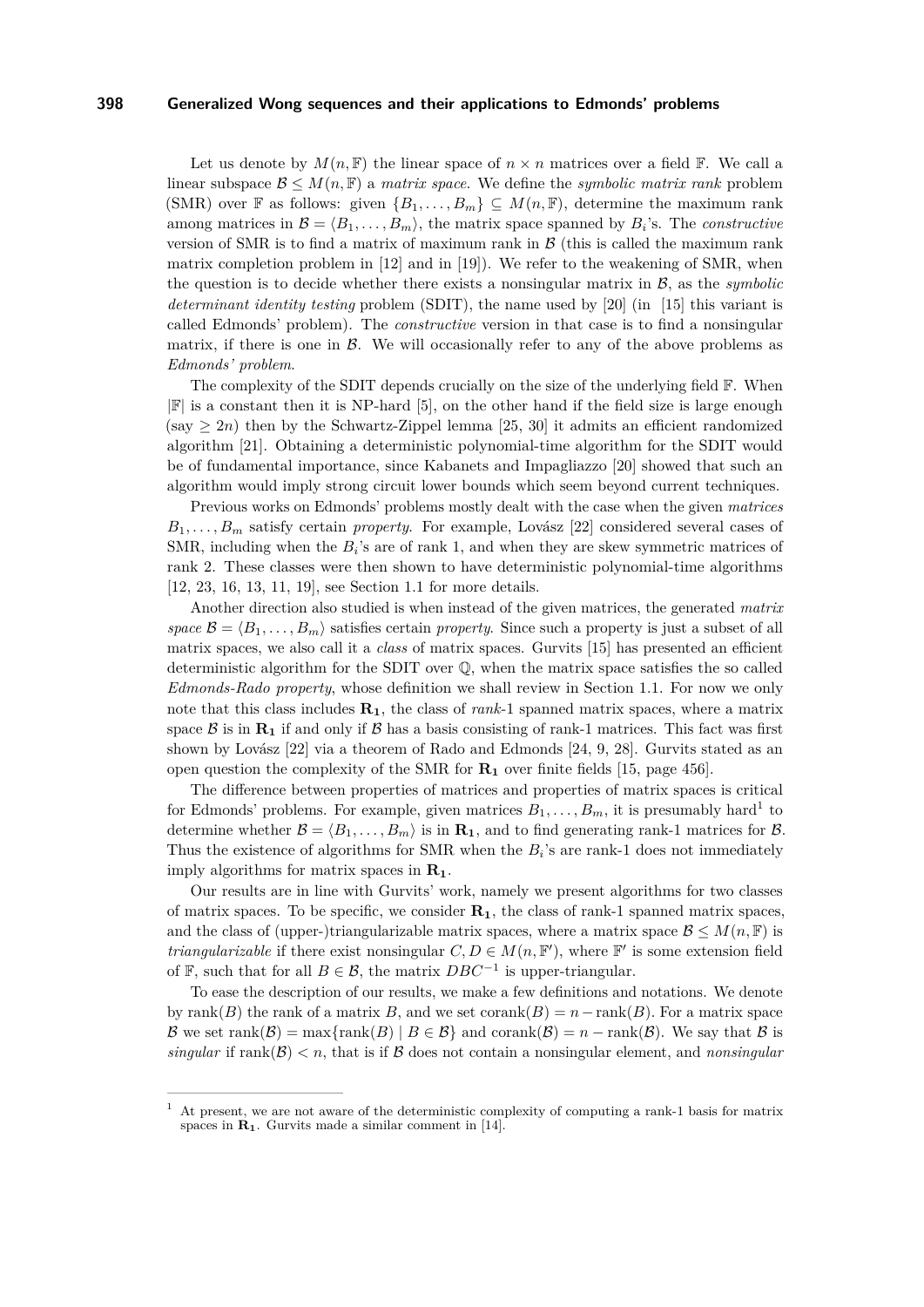Let us denote by $M(n, \mathbb{F})$ the linear space of $n \times n$ matrices over a field $\mathbb{F}$. We call a linear subspace $\mathcal{B} \leq M(n, \mathbb{F})$ a *matrix space*. We define the *symbolic matrix rank* problem (SMR) over $\mathbb{F}$ as follows: given $\{B_1, \dots, B_m\} \subseteq M(n, \mathbb{F})$, determine the maximum rank among matrices in $\mathcal{B} = \langle B_1, \dots, B_m \rangle$, the matrix space spanned by $B_i$'s. The *constructive* version of SMR is to find a matrix of maximum rank in $\mathcal{B}$ (this is called the maximum rank matrix completion problem in [12] and in [19]). We refer to the weakening of SMR, when the question is to decide whether there exists a nonsingular matrix in $\mathcal{B}$, as the *symbolic determinant identity testing* problem (SDIT), the name used by [20] (in [15] this variant is called Edmonds' problem). The *constructive* version in that case is to find a nonsingular matrix, if there is one in $\mathcal{B}$. We will occasionally refer to any of the above problems as *Edmonds' problem*.

The complexity of the SDIT depends crucially on the size of the underlying field $\mathbb{F}$. When $|\mathbb{F}|$ is a constant then it is NP-hard [5], on the other hand if the field size is large enough (say $\geq 2n$) then by the Schwartz-Zippel lemma [25, 30] it admits an efficient randomized algorithm [21]. Obtaining a deterministic polynomial-time algorithm for the SDIT would be of fundamental importance, since Kabanets and Impagliazzo [20] showed that such an algorithm would imply strong circuit lower bounds which seem beyond current techniques.

Previous works on Edmonds' problems mostly dealt with the case when the given *matrices* $B_1, \dots, B_m$ satisfy certain *property*. For example, Lovász [22] considered several cases of SMR, including when the $B_i$'s are of rank 1, and when they are skew symmetric matrices of rank 2. These classes were then shown to have deterministic polynomial-time algorithms [12, 23, 16, 13, 11, 19], see Section 1.1 for more details.

Another direction also studied is when instead of the given matrices, the generated *matrix space* $\mathcal{B} = \langle B_1, \dots, B_m \rangle$ satisfies certain *property*. Since such a property is just a subset of all matrix spaces, we also call it a *class* of matrix spaces. Gurvits [15] has presented an efficient deterministic algorithm for the SDIT over $\mathbb{Q}$, when the matrix space satisfies the so called *Edmonds-Rado property*, whose definition we shall review in Section 1.1. For now we only note that this class includes $\mathbf{R_1}$, the class of *rank*-1 spanned matrix spaces, where a matrix space $\mathcal{B}$ is in $\mathbf{R_1}$ if and only if $\mathcal{B}$ has a basis consisting of rank-1 matrices. This fact was first shown by Lovász [22] via a theorem of Rado and Edmonds [24, 9, 28]. Gurvits stated as an open question the complexity of the SMR for $\mathbf{R_1}$ over finite fields [15, page 456].

The difference between properties of matrices and properties of matrix spaces is critical for Edmonds' problems. For example, given matrices $B_1, \dots, B_m$, it is presumably hard[1] to determine whether $\mathcal{B} = \langle B_1, \dots, B_m \rangle$ is in $\mathbf{R_1}$, and to find generating rank-1 matrices for $\mathcal{B}$. Thus the existence of algorithms for SMR when the $B_i$'s are rank-1 does not immediately imply algorithms for matrix spaces in $\mathbf{R_1}$.

Our results are in line with Gurvits' work, namely we present algorithms for two classes of matrix spaces. To be specific, we consider $\mathbf{R_1}$, the class of rank-1 spanned matrix spaces, and the class of (upper-)triangularizable matrix spaces, where a matrix space $\mathcal{B} \leq M(n, \mathbb{F})$ is *triangularizable* if there exist nonsingular $C, D \in M(n, \mathbb{F}')$, where $\mathbb{F}'$ is some extension field of $\mathbb{F}$, such that for all $B \in \mathcal{B}$, the matrix $DBC^{-1}$ is upper-triangular.

To ease the description of our results, we make a few definitions and notations. We denote by $\mathrm{rank}(B)$ the rank of a matrix $B$, and we set $\mathrm{corank}(B) = n - \mathrm{rank}(B)$. For a matrix space $\mathcal{B}$ we set $\mathrm{rank}(\mathcal{B}) = \max\{\mathrm{rank}(B) \mid B \in \mathcal{B}\}$ and $\mathrm{corank}(\mathcal{B}) = n - \mathrm{rank}(\mathcal{B})$. We say that $\mathcal{B}$ is *singular* if $\mathrm{rank}(\mathcal{B}) < n$, that is if $\mathcal{B}$ does not contain a nonsingular element, and *nonsingular*

[1] At present, we are not aware of the deterministic complexity of computing a rank-1 basis for matrix spaces in $\mathbf{R_1}$. Gurvits made a similar comment in [14].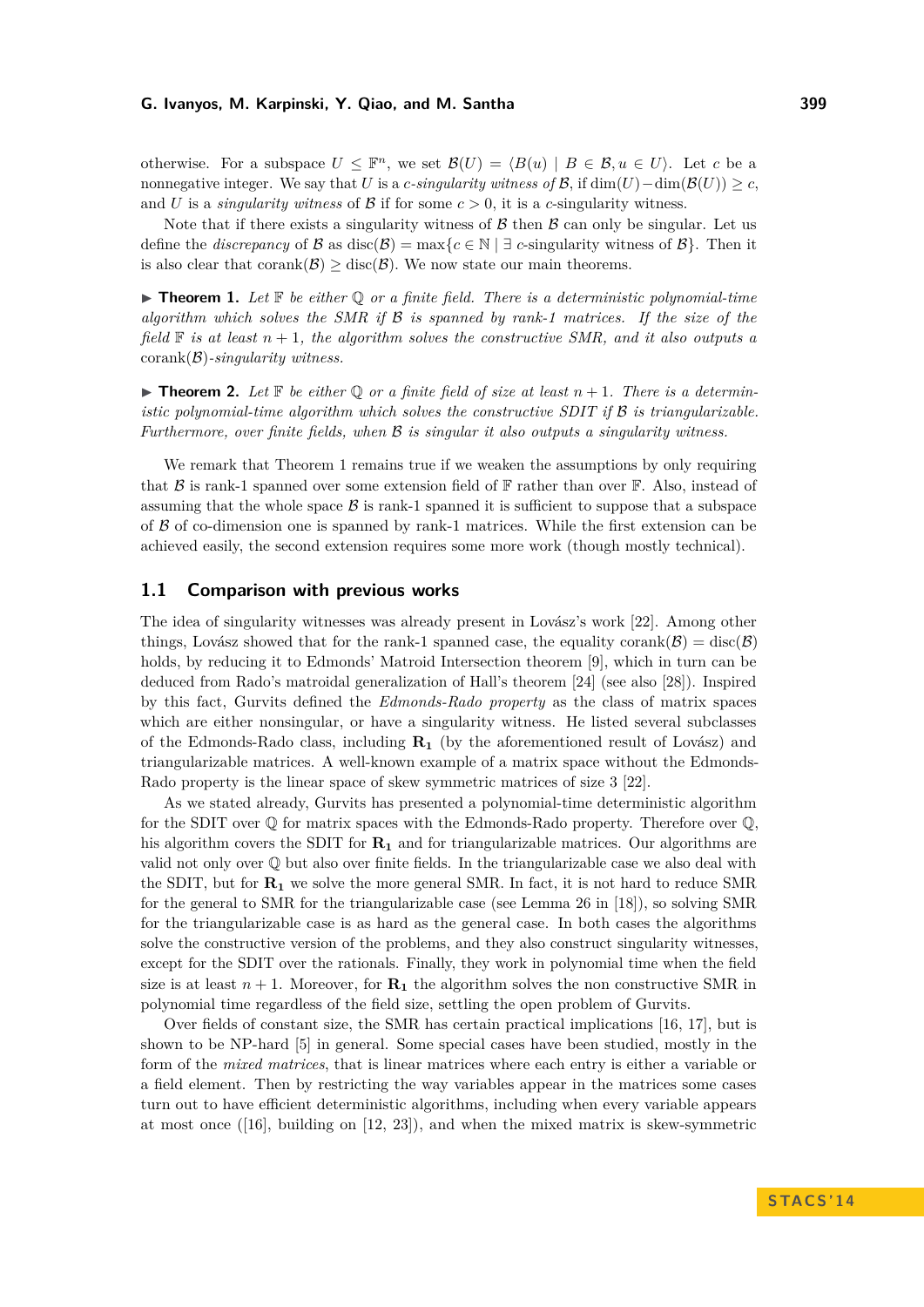otherwise. For a subspace $U \leq \mathbb{F}^n$, we set $\mathcal{B}(U) = \langle B(u) \mid B \in \mathcal{B}, u \in U \rangle$. Let $c$ be a nonnegative integer. We say that $U$ is a *$c$-singularity witness of* $\mathcal{B}$, if $\dim(U) - \dim(\mathcal{B}(U)) \geq c$, and $U$ is a *singularity witness* of $\mathcal{B}$ if for some $c > 0$, it is a $c$-singularity witness.

Note that if there exists a singularity witness of $\mathcal{B}$ then $\mathcal{B}$ can only be singular. Let us define the *discrepancy* of $\mathcal{B}$ as $\text{disc}(\mathcal{B}) = \max\{c \in \mathbb{N} \mid \exists \ c\text{-singularity witness of } \mathcal{B}\}$. Then it is also clear that $\text{corank}(\mathcal{B}) \geq \text{disc}(\mathcal{B})$. We now state our main theorems.

▶ **Theorem 1.** *Let $\mathbb{F}$ be either $\mathbb{Q}$ or a finite field. There is a deterministic polynomial-time algorithm which solves the SMR if $\mathcal{B}$ is spanned by rank-1 matrices. If the size of the field $\mathbb{F}$ is at least $n+1$, the algorithm solves the constructive SMR, and it also outputs a* $\text{corank}(\mathcal{B})$*-singularity witness.*

▶ **Theorem 2.** *Let $\mathbb{F}$ be either $\mathbb{Q}$ or a finite field of size at least $n+1$. There is a deterministic polynomial-time algorithm which solves the constructive SDIT if $\mathcal{B}$ is triangularizable. Furthermore, over finite fields, when $\mathcal{B}$ is singular it also outputs a singularity witness.*

We remark that Theorem 1 remains true if we weaken the assumptions by only requiring that $\mathcal{B}$ is rank-1 spanned over some extension field of $\mathbb{F}$ rather than over $\mathbb{F}$. Also, instead of assuming that the whole space $\mathcal{B}$ is rank-1 spanned it is sufficient to suppose that a subspace of $\mathcal{B}$ of co-dimension one is spanned by rank-1 matrices. While the first extension can be achieved easily, the second extension requires some more work (though mostly technical).

## 1.1 Comparison with previous works

The idea of singularity witnesses was already present in Lovász's work [22]. Among other things, Lovász showed that for the rank-1 spanned case, the equality $\text{corank}(\mathcal{B}) = \text{disc}(\mathcal{B})$ holds, by reducing it to Edmonds' Matroid Intersection theorem [9], which in turn can be deduced from Rado's matroidal generalization of Hall's theorem [24] (see also [28]). Inspired by this fact, Gurvits defined the *Edmonds-Rado property* as the class of matrix spaces which are either nonsingular, or have a singularity witness. He listed several subclasses of the Edmonds-Rado class, including $\mathbf{R_1}$ (by the aforementioned result of Lovász) and triangularizable matrices. A well-known example of a matrix space without the Edmonds-Rado property is the linear space of skew symmetric matrices of size 3 [22].

As we stated already, Gurvits has presented a polynomial-time deterministic algorithm for the SDIT over $\mathbb{Q}$ for matrix spaces with the Edmonds-Rado property. Therefore over $\mathbb{Q}$, his algorithm covers the SDIT for $\mathbf{R_1}$ and for triangularizable matrices. Our algorithms are valid not only over $\mathbb{Q}$ but also over finite fields. In the triangularizable case we also deal with the SDIT, but for $\mathbf{R_1}$ we solve the more general SMR. In fact, it is not hard to reduce SMR for the general to SMR for the triangularizable case (see Lemma 26 in [18]), so solving SMR for the triangularizable case is as hard as the general case. In both cases the algorithms solve the constructive version of the problems, and they also construct singularity witnesses, except for the SDIT over the rationals. Finally, they work in polynomial time when the field size is at least $n+1$. Moreover, for $\mathbf{R_1}$ the algorithm solves the non constructive SMR in polynomial time regardless of the field size, settling the open problem of Gurvits.

Over fields of constant size, the SMR has certain practical implications [16, 17], but is shown to be NP-hard [5] in general. Some special cases have been studied, mostly in the form of the *mixed matrices*, that is linear matrices where each entry is either a variable or a field element. Then by restricting the way variables appear in the matrices some cases turn out to have efficient deterministic algorithms, including when every variable appears at most once ([16], building on [12, 23]), and when the mixed matrix is skew-symmetric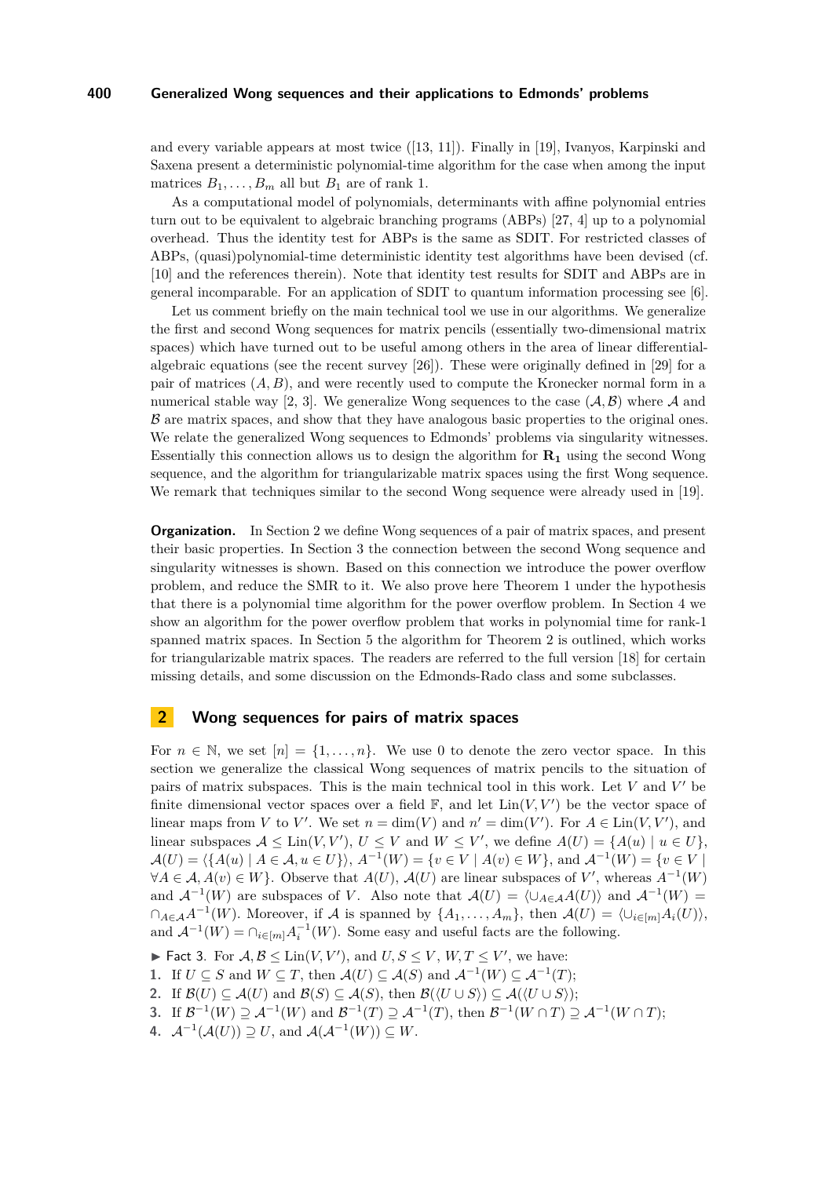and every variable appears at most twice ([13, 11]). Finally in [19], Ivanyos, Karpinski and Saxena present a deterministic polynomial-time algorithm for the case when among the input matrices $B_1, \ldots, B_m$ all but $B_1$ are of rank 1.

As a computational model of polynomials, determinants with affine polynomial entries turn out to be equivalent to algebraic branching programs (ABPs) [27, 4] up to a polynomial overhead. Thus the identity test for ABPs is the same as SDIT. For restricted classes of ABPs, (quasi)polynomial-time deterministic identity test algorithms have been devised (cf. [10] and the references therein). Note that identity test results for SDIT and ABPs are in general incomparable. For an application of SDIT to quantum information processing see [6].

Let us comment briefly on the main technical tool we use in our algorithms. We generalize the first and second Wong sequences for matrix pencils (essentially two-dimensional matrix spaces) which have turned out to be useful among others in the area of linear differential-algebraic equations (see the recent survey [26]). These were originally defined in [29] for a pair of matrices $(A, B)$, and were recently used to compute the Kronecker normal form in a numerical stable way [2, 3]. We generalize Wong sequences to the case $(\mathcal{A}, \mathcal{B})$ where $\mathcal{A}$ and $\mathcal{B}$ are matrix spaces, and show that they have analogous basic properties to the original ones. We relate the generalized Wong sequences to Edmonds' problems via singularity witnesses. Essentially this connection allows us to design the algorithm for $\mathbf{R_1}$ using the second Wong sequence, and the algorithm for triangularizable matrix spaces using the first Wong sequence. We remark that techniques similar to the second Wong sequence were already used in [19].

**Organization.** In Section 2 we define Wong sequences of a pair of matrix spaces, and present their basic properties. In Section 3 the connection between the second Wong sequence and singularity witnesses is shown. Based on this connection we introduce the power overflow problem, and reduce the SMR to it. We also prove here Theorem 1 under the hypothesis that there is a polynomial time algorithm for the power overflow problem. In Section 4 we show an algorithm for the power overflow problem that works in polynomial time for rank-1 spanned matrix spaces. In Section 5 the algorithm for Theorem 2 is outlined, which works for triangularizable matrix spaces. The readers are referred to the full version [18] for certain missing details, and some discussion on the Edmonds-Rado class and some subclasses.

## 2 Wong sequences for pairs of matrix spaces

For $n \in \mathbb{N}$, we set $[n] = \{1, \ldots, n\}$. We use 0 to denote the zero vector space. In this section we generalize the classical Wong sequences of matrix pencils to the situation of pairs of matrix subspaces. This is the main technical tool in this work. Let $V$ and $V'$ be finite dimensional vector spaces over a field $\mathbb{F}$, and let $\mathrm{Lin}(V, V')$ be the vector space of linear maps from $V$ to $V'$. We set $n = \dim(V)$ and $n' = \dim(V')$. For $A \in \mathrm{Lin}(V, V')$, and linear subspaces $\mathcal{A} \leq \mathrm{Lin}(V, V')$, $U \leq V$ and $W \leq V'$, we define $A(U) = \{A(u) \mid u \in U\}$, $\mathcal{A}(U) = \langle \{A(u) \mid A \in \mathcal{A}, u \in U\} \rangle$, $A^{-1}(W) = \{v \in V \mid A(v) \in W\}$, and $\mathcal{A}^{-1}(W) = \{v \in V \mid \forall A \in \mathcal{A}, A(v) \in W\}$. Observe that $A(U)$, $\mathcal{A}(U)$ are linear subspaces of $V'$, whereas $A^{-1}(W)$ and $\mathcal{A}^{-1}(W)$ are subspaces of $V$. Also note that $\mathcal{A}(U) = \langle \cup_{A \in \mathcal{A}} A(U) \rangle$ and $\mathcal{A}^{-1}(W) = \cap_{A \in \mathcal{A}} A^{-1}(W)$. Moreover, if $\mathcal{A}$ is spanned by $\{A_1, \ldots, A_m\}$, then $\mathcal{A}(U) = \langle \cup_{i \in [m]} A_i(U) \rangle$, and $\mathcal{A}^{-1}(W) = \cap_{i \in [m]} A_i^{-1}(W)$. Some easy and useful facts are the following.

▶ Fact 3. For $\mathcal{A}, \mathcal{B} \leq \mathrm{Lin}(V, V')$, and $U, S \leq V$, $W, T \leq V'$, we have:

1. If $U \subseteq S$ and $W \subseteq T$, then $\mathcal{A}(U) \subseteq \mathcal{A}(S)$ and $\mathcal{A}^{-1}(W) \subseteq \mathcal{A}^{-1}(T)$;
2. If $\mathcal{B}(U) \subseteq \mathcal{A}(U)$ and $\mathcal{B}(S) \subseteq \mathcal{A}(S)$, then $\mathcal{B}(\langle U \cup S \rangle) \subseteq \mathcal{A}(\langle U \cup S \rangle)$;
3. If $\mathcal{B}^{-1}(W) \supseteq \mathcal{A}^{-1}(W)$ and $\mathcal{B}^{-1}(T) \supseteq \mathcal{A}^{-1}(T)$, then $\mathcal{B}^{-1}(W \cap T) \supseteq \mathcal{A}^{-1}(W \cap T)$;
4. $\mathcal{A}^{-1}(\mathcal{A}(U)) \supseteq U$, and $\mathcal{A}(\mathcal{A}^{-1}(W)) \subseteq W$.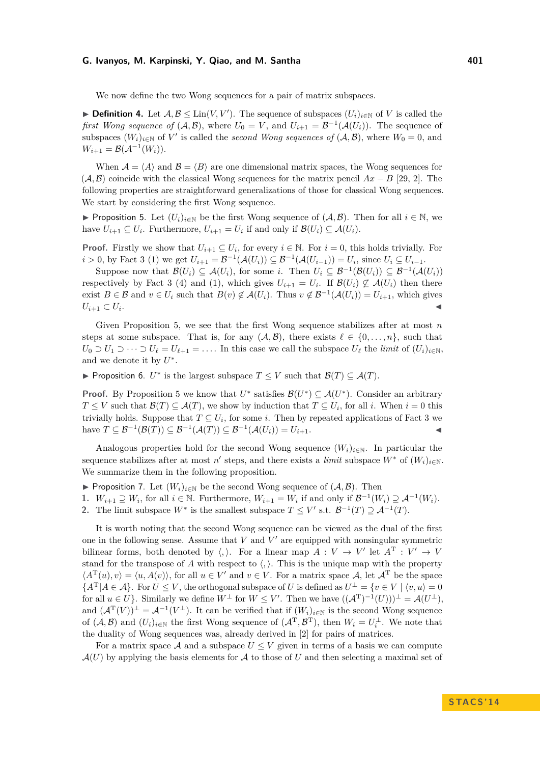We now define the two Wong sequences for a pair of matrix subspaces.

▶ **Definition 4.** Let $\mathcal{A}, \mathcal{B} \leq \mathrm{Lin}(V, V')$. The sequence of subspaces $(U_i)_{i\in\mathbb{N}}$ of $V$ is called the *first Wong sequence of* $(\mathcal{A}, \mathcal{B})$, where $U_0 = V$, and $U_{i+1} = \mathcal{B}^{-1}(\mathcal{A}(U_i))$. The sequence of subspaces $(W_i)_{i\in\mathbb{N}}$ of $V'$ is called the *second Wong sequences of* $(\mathcal{A}, \mathcal{B})$, where $W_0 = 0$, and $W_{i+1} = \mathcal{B}(\mathcal{A}^{-1}(W_i))$.

When $\mathcal{A} = \langle A \rangle$ and $\mathcal{B} = \langle B \rangle$ are one dimensional matrix spaces, the Wong sequences for $(\mathcal{A}, \mathcal{B})$ coincide with the classical Wong sequences for the matrix pencil $Ax - B$ [29, 2]. The following properties are straightforward generalizations of those for classical Wong sequences. We start by considering the first Wong sequence.

▶ Proposition 5. Let $(U_i)_{i\in\mathbb{N}}$ be the first Wong sequence of $(\mathcal{A}, \mathcal{B})$. Then for all $i \in \mathbb{N}$, we have $U_{i+1} \subseteq U_i$. Furthermore, $U_{i+1} = U_i$ if and only if $\mathcal{B}(U_i) \subseteq \mathcal{A}(U_i)$.

**Proof.** Firstly we show that $U_{i+1} \subseteq U_i$, for every $i \in \mathbb{N}$. For $i = 0$, this holds trivially. For $i > 0$, by Fact 3 (1) we get $U_{i+1} = \mathcal{B}^{-1}(\mathcal{A}(U_i)) \subseteq \mathcal{B}^{-1}(\mathcal{A}(U_{i-1})) = U_i$, since $U_i \subseteq U_{i-1}$.

Suppose now that $\mathcal{B}(U_i) \subseteq \mathcal{A}(U_i)$, for some $i$. Then $U_i \subseteq \mathcal{B}^{-1}(\mathcal{B}(U_i)) \subseteq \mathcal{B}^{-1}(\mathcal{A}(U_i))$ respectively by Fact 3 (4) and (1), which gives $U_{i+1} = U_i$. If $\mathcal{B}(U_i) \not\subseteq \mathcal{A}(U_i)$ then there exist $B \in \mathcal{B}$ and $v \in U_i$ such that $B(v) \notin \mathcal{A}(U_i)$. Thus $v \notin \mathcal{B}^{-1}(\mathcal{A}(U_i)) = U_{i+1}$, which gives $U_{i+1} \subset U_i$. ◀

Given Proposition 5, we see that the first Wong sequence stabilizes after at most $n$ steps at some subspace. That is, for any $(\mathcal{A}, \mathcal{B})$, there exists $\ell \in \{0, \ldots, n\}$, such that $U_0 \supset U_1 \supset \cdots \supset U_\ell = U_{\ell+1} = \ldots$. In this case we call the subspace $U_\ell$ the *limit* of $(U_i)_{i\in\mathbb{N}}$, and we denote it by $U^*$.

▶ Proposition 6. $U^*$ is the largest subspace $T \leq V$ such that $\mathcal{B}(T) \subseteq \mathcal{A}(T)$.

**Proof.** By Proposition 5 we know that $U^*$ satisfies $\mathcal{B}(U^*) \subseteq \mathcal{A}(U^*)$. Consider an arbitrary $T \leq V$ such that $\mathcal{B}(T) \subseteq \mathcal{A}(T)$, we show by induction that $T \subseteq U_i$, for all $i$. When $i = 0$ this trivially holds. Suppose that $T \subseteq U_i$, for some $i$. Then by repeated applications of Fact 3 we have $T \subseteq \mathcal{B}^{-1}(\mathcal{B}(T)) \subseteq \mathcal{B}^{-1}(\mathcal{A}(T)) \subseteq \mathcal{B}^{-1}(\mathcal{A}(U_i)) = U_{i+1}$. ◀

Analogous properties hold for the second Wong sequence $(W_i)_{i\in\mathbb{N}}$. In particular the sequence stabilizes after at most $n'$ steps, and there exists a *limit* subspace $W^*$ of $(W_i)_{i\in\mathbb{N}}$. We summarize them in the following proposition.

▶ Proposition 7. Let $(W_i)_{i\in\mathbb{N}}$ be the second Wong sequence of $(\mathcal{A}, \mathcal{B})$. Then

1. $W_{i+1} \supseteq W_i$, for all $i \in \mathbb{N}$. Furthermore, $W_{i+1} = W_i$ if and only if $\mathcal{B}^{-1}(W_i) \supseteq \mathcal{A}^{-1}(W_i)$.
2. The limit subspace $W^*$ is the smallest subspace $T \leq V'$ s.t. $\mathcal{B}^{-1}(T) \supseteq \mathcal{A}^{-1}(T)$.

It is worth noting that the second Wong sequence can be viewed as the dual of the first one in the following sense. Assume that $V$ and $V'$ are equipped with nonsingular symmetric bilinear forms, both denoted by $\langle , \rangle$. For a linear map $A : V \to V'$ let $A^{\mathrm{T}} : V' \to V$ stand for the transpose of $A$ with respect to $\langle , \rangle$. This is the unique map with the property $\langle A^{\mathrm{T}}(u), v \rangle = \langle u, A(v) \rangle$, for all $u \in V'$ and $v \in V$. For a matrix space $\mathcal{A}$, let $\mathcal{A}^{\mathrm{T}}$ be the space $\{A^{\mathrm{T}} | A \in \mathcal{A}\}$. For $U \leq V$, the orthogonal subspace of $U$ is defined as $U^\perp = \{v \in V \mid \langle v, u \rangle = 0$ for all $u \in U\}$. Similarly we define $W^\perp$ for $W \leq V'$. Then we have $((\mathcal{A}^{\mathrm{T}})^{-1}(U))^\perp = \mathcal{A}(U^\perp)$, and $(\mathcal{A}^{\mathrm{T}}(V))^\perp = \mathcal{A}^{-1}(V^\perp)$. It can be verified that if $(W_i)_{i\in\mathbb{N}}$ is the second Wong sequence of $(\mathcal{A}, \mathcal{B})$ and $(U_i)_{i\in\mathbb{N}}$ the first Wong sequence of $(\mathcal{A}^{\mathrm{T}}, \mathcal{B}^{\mathrm{T}})$, then $W_i = U_i^\perp$. We note that the duality of Wong sequences was, already derived in [2] for pairs of matrices.

For a matrix space $\mathcal{A}$ and a subspace $U \leq V$ given in terms of a basis we can compute $\mathcal{A}(U)$ by applying the basis elements for $\mathcal{A}$ to those of $U$ and then selecting a maximal set of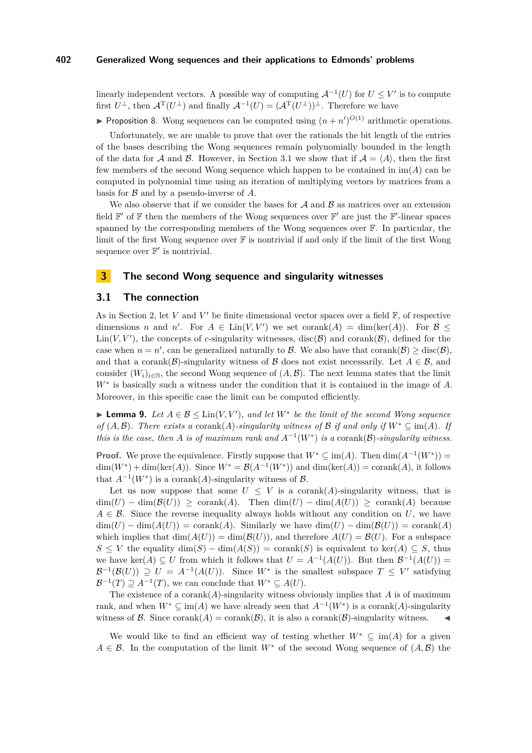linearly independent vectors. A possible way of computing $\mathcal{A}^{-1}(U)$ for $U \leq V'$ is to compute first $U^{\perp}$, then $\mathcal{A}^{\mathrm{T}}(U^{\perp})$ and finally $\mathcal{A}^{-1}(U) = (\mathcal{A}^{\mathrm{T}}(U^{\perp}))^{\perp}$. Therefore we have

▶ Proposition 8. Wong sequences can be computed using $(n+n')^{O(1)}$ arithmetic operations.

Unfortunately, we are unable to prove that over the rationals the bit length of the entries of the bases describing the Wong sequences remain polynomially bounded in the length of the data for $\mathcal{A}$ and $\mathcal{B}$. However, in Section 3.1 we show that if $\mathcal{A} = \langle A \rangle$, then the first few members of the second Wong sequence which happen to be contained in $\mathrm{im}(A)$ can be computed in polynomial time using an iteration of multiplying vectors by matrices from a basis for $\mathcal{B}$ and by a pseudo-inverse of $A$.

We also observe that if we consider the bases for $\mathcal{A}$ and $\mathcal{B}$ as matrices over an extension field $\mathbb{F}'$ of $\mathbb{F}$ then the members of the Wong sequences over $\mathbb{F}'$ are just the $\mathbb{F}'$-linear spaces spanned by the corresponding members of the Wong sequences over $\mathbb{F}$. In particular, the limit of the first Wong sequence over $\mathbb{F}$ is nontrivial if and only if the limit of the first Wong sequence over $\mathbb{F}'$ is nontrivial.

# 3 The second Wong sequence and singularity witnesses

## 3.1 The connection

As in Section 2, let $V$ and $V'$ be finite dimensional vector spaces over a field $\mathbb{F}$, of respective dimensions $n$ and $n'$. For $A \in \mathrm{Lin}(V, V')$ we set $\mathrm{corank}(A) = \dim(\ker(A))$. For $\mathcal{B} \leq \mathrm{Lin}(V, V')$, the concepts of $c$-singularity witnesses, $\mathrm{disc}(\mathcal{B})$ and $\mathrm{corank}(\mathcal{B})$, defined for the case when $n = n'$, can be generalized naturally to $\mathcal{B}$. We also have that $\mathrm{corank}(\mathcal{B}) \geq \mathrm{disc}(\mathcal{B})$, and that a $\mathrm{corank}(\mathcal{B})$-singularity witness of $\mathcal{B}$ does not exist necessarily. Let $A \in \mathcal{B}$, and consider $(W_i)_{i \in \mathbb{N}}$, the second Wong sequence of $(A, \mathcal{B})$. The next lemma states that the limit $W^*$ is basically such a witness under the condition that it is contained in the image of $A$. Moreover, in this specific case the limit can be computed efficiently.

▶ **Lemma 9.** *Let $A \in \mathcal{B} \leq \mathrm{Lin}(V, V')$, and let $W^*$ be the limit of the second Wong sequence of $(A, \mathcal{B})$. There exists a $\mathrm{corank}(A)$-singularity witness of $\mathcal{B}$ if and only if $W^* \subseteq \mathrm{im}(A)$. If this is the case, then $A$ is of maximum rank and $A^{-1}(W^*)$ is a $\mathrm{corank}(\mathcal{B})$-singularity witness.*

**Proof.** We prove the equivalence. Firstly suppose that $W^* \subseteq \mathrm{im}(A)$. Then $\dim(A^{-1}(W^*)) = \dim(W^*) + \dim(\ker(A))$. Since $W^* = \mathcal{B}(A^{-1}(W^*))$ and $\dim(\ker(A)) = \mathrm{corank}(A)$, it follows that $A^{-1}(W^*)$ is a $\mathrm{corank}(A)$-singularity witness of $\mathcal{B}$.

Let us now suppose that some $U \leq V$ is a $\mathrm{corank}(A)$-singularity witness, that is $\dim(U) - \dim(\mathcal{B}(U)) \geq \mathrm{corank}(A)$. Then $\dim(U) - \dim(A(U)) \geq \mathrm{corank}(A)$ because $A \in \mathcal{B}$. Since the reverse inequality always holds without any condition on $U$, we have $\dim(U) - \dim(A(U)) = \mathrm{corank}(A)$. Similarly we have $\dim(U) - \dim(\mathcal{B}(U)) = \mathrm{corank}(A)$ which implies that $\dim(A(U)) = \dim(\mathcal{B}(U))$, and therefore $A(U) = \mathcal{B}(U)$. For a subspace $S \leq V$ the equality $\dim(S) - \dim(A(S)) = \mathrm{corank}(S)$ is equivalent to $\ker(A) \subseteq S$, thus we have $\ker(A) \subseteq U$ from which it follows that $U = A^{-1}(A(U))$. But then $\mathcal{B}^{-1}(A(U)) = \mathcal{B}^{-1}(\mathcal{B}(U)) \supseteq U = A^{-1}(A(U))$. Since $W^*$ is the smallest subspace $T \leq V'$ satisfying $\mathcal{B}^{-1}(T) \supseteq A^{-1}(T)$, we can conclude that $W^* \subseteq A(U)$.

The existence of a $\mathrm{corank}(A)$-singularity witness obviously implies that $A$ is of maximum rank, and when $W^* \subseteq \mathrm{im}(A)$ we have already seen that $A^{-1}(W^*)$ is a $\mathrm{corank}(A)$-singularity witness of $\mathcal{B}$. Since $\mathrm{corank}(A) = \mathrm{corank}(\mathcal{B})$, it is also a $\mathrm{corank}(\mathcal{B})$-singularity witness. ◀

We would like to find an efficient way of testing whether $W^* \subseteq \mathrm{im}(A)$ for a given $A \in \mathcal{B}$. In the computation of the limit $W^*$ of the second Wong sequence of $(A, \mathcal{B})$ the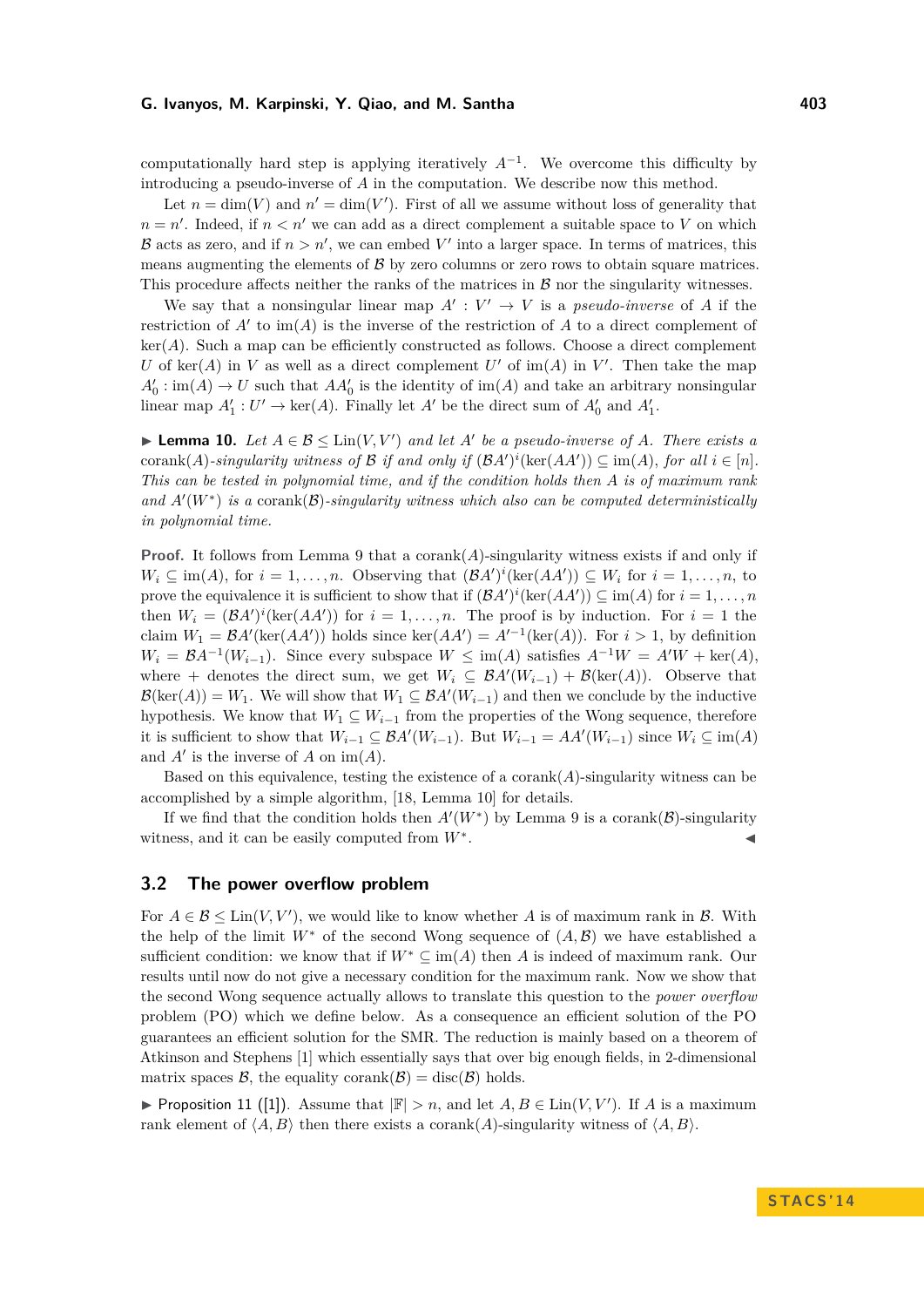computationally hard step is applying iteratively $A^{-1}$. We overcome this difficulty by introducing a pseudo-inverse of $A$ in the computation. We describe now this method.

Let $n = \dim(V)$ and $n' = \dim(V')$. First of all we assume without loss of generality that $n = n'$. Indeed, if $n < n'$ we can add as a direct complement a suitable space to $V$ on which $\mathcal{B}$ acts as zero, and if $n > n'$, we can embed $V'$ into a larger space. In terms of matrices, this means augmenting the elements of $\mathcal{B}$ by zero columns or zero rows to obtain square matrices. This procedure affects neither the ranks of the matrices in $\mathcal{B}$ nor the singularity witnesses.

We say that a nonsingular linear map $A' : V' \to V$ is a *pseudo-inverse* of $A$ if the restriction of $A'$ to $\mathrm{im}(A)$ is the inverse of the restriction of $A$ to a direct complement of $\ker(A)$. Such a map can be efficiently constructed as follows. Choose a direct complement $U$ of $\ker(A)$ in $V$ as well as a direct complement $U'$ of $\mathrm{im}(A)$ in $V'$. Then take the map $A'_0 : \mathrm{im}(A) \to U$ such that $AA'_0$ is the identity of $\mathrm{im}(A)$ and take an arbitrary nonsingular linear map $A'_1 : U' \to \ker(A)$. Finally let $A'$ be the direct sum of $A'_0$ and $A'_1$.

▶ **Lemma 10.** *Let $A \in \mathcal{B} \leq \mathrm{Lin}(V, V')$ and let $A'$ be a pseudo-inverse of $A$. There exists a $\mathrm{corank}(A)$-singularity witness of $\mathcal{B}$ if and only if $(\mathcal{B}A')^i(\ker(AA')) \subseteq \mathrm{im}(A)$, for all $i \in [n]$. This can be tested in polynomial time, and if the condition holds then $A$ is of maximum rank and $A'(W^*)$ is a $\mathrm{corank}(\mathcal{B})$-singularity witness which also can be computed deterministically in polynomial time.*

**Proof.** It follows from Lemma 9 that a $\mathrm{corank}(A)$-singularity witness exists if and only if $W_i \subseteq \mathrm{im}(A)$, for $i = 1, \ldots, n$. Observing that $(\mathcal{B}A')^i(\ker(AA')) \subseteq W_i$ for $i = 1, \ldots, n$, to prove the equivalence it is sufficient to show that if $(\mathcal{B}A')^i(\ker(AA')) \subseteq \mathrm{im}(A)$ for $i = 1, \ldots, n$ then $W_i = (\mathcal{B}A')^i(\ker(AA'))$ for $i = 1, \ldots, n$. The proof is by induction. For $i = 1$ the claim $W_1 = \mathcal{B}A'(\ker(AA'))$ holds since $\ker(AA') = A'^{-1}(\ker(A))$. For $i > 1$, by definition $W_i = \mathcal{B}A^{-1}(W_{i-1})$. Since every subspace $W \leq \mathrm{im}(A)$ satisfies $A^{-1}W = A'W + \ker(A)$, where $+$ denotes the direct sum, we get $W_i \subseteq \mathcal{B}A'(W_{i-1}) + \mathcal{B}(\ker(A))$. Observe that $\mathcal{B}(\ker(A)) = W_1$. We will show that $W_1 \subseteq \mathcal{B}A'(W_{i-1})$ and then we conclude by the inductive hypothesis. We know that $W_1 \subseteq W_{i-1}$ from the properties of the Wong sequence, therefore it is sufficient to show that $W_{i-1} \subseteq \mathcal{B}A'(W_{i-1})$. But $W_{i-1} = AA'(W_{i-1})$ since $W_i \subseteq \mathrm{im}(A)$ and $A'$ is the inverse of $A$ on $\mathrm{im}(A)$.

Based on this equivalence, testing the existence of a $\mathrm{corank}(A)$-singularity witness can be accomplished by a simple algorithm, [18, Lemma 10] for details.

If we find that the condition holds then $A'(W^*)$ by Lemma 9 is a $\mathrm{corank}(\mathcal{B})$-singularity witness, and it can be easily computed from $W^*$. ◀

## 3.2 The power overflow problem

For $A \in \mathcal{B} \leq \mathrm{Lin}(V, V')$, we would like to know whether $A$ is of maximum rank in $\mathcal{B}$. With the help of the limit $W^*$ of the second Wong sequence of $(A, \mathcal{B})$ we have established a sufficient condition: we know that if $W^* \subseteq \mathrm{im}(A)$ then $A$ is indeed of maximum rank. Our results until now do not give a necessary condition for the maximum rank. Now we show that the second Wong sequence actually allows to translate this question to the *power overflow* problem (PO) which we define below. As a consequence an efficient solution of the PO guarantees an efficient solution for the SMR. The reduction is mainly based on a theorem of Atkinson and Stephens [1] which essentially says that over big enough fields, in 2-dimensional matrix spaces $\mathcal{B}$, the equality $\mathrm{corank}(\mathcal{B}) = \mathrm{disc}(\mathcal{B})$ holds.

▶ Proposition 11 ([1]). Assume that $|\mathbb{F}| > n$, and let $A, B \in \mathrm{Lin}(V, V')$. If $A$ is a maximum rank element of $\langle A, B\rangle$ then there exists a $\mathrm{corank}(A)$-singularity witness of $\langle A, B\rangle$.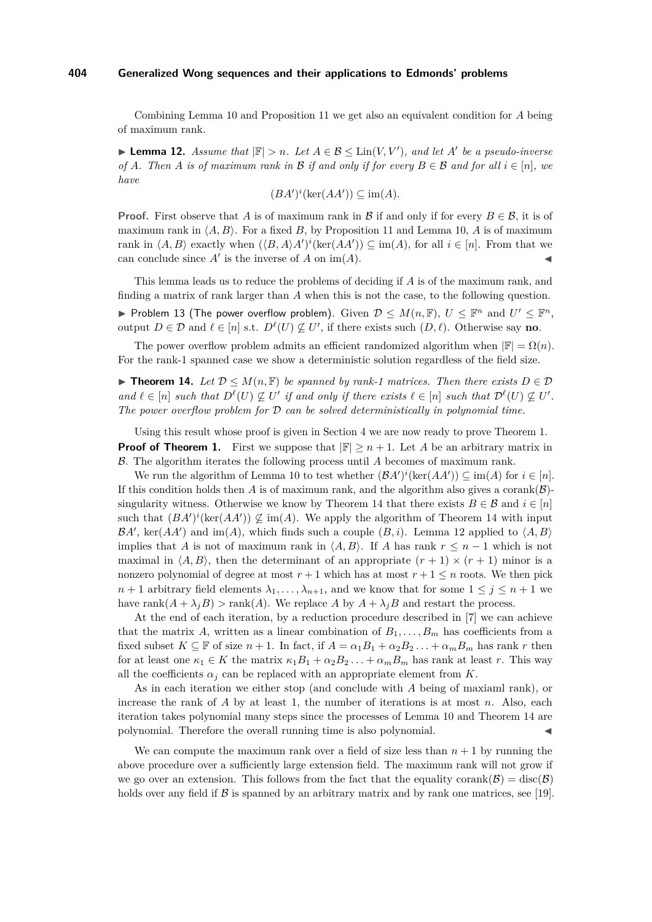Combining Lemma 10 and Proposition 11 we get also an equivalent condition for $A$ being of maximum rank.

► **Lemma 12.** *Assume that $|\mathbb{F}| > n$. Let $A \in \mathcal{B} \leq \mathrm{Lin}(V, V')$, and let $A'$ be a pseudo-inverse of $A$. Then $A$ is of maximum rank in $\mathcal{B}$ if and only if for every $B \in \mathcal{B}$ and for all $i \in [n]$, we have*

$$(BA')^i(\ker(AA')) \subseteq \mathrm{im}(A).$$

**Proof.** First observe that $A$ is of maximum rank in $\mathcal{B}$ if and only if for every $B \in \mathcal{B}$, it is of maximum rank in $\langle A, B\rangle$. For a fixed $B$, by Proposition 11 and Lemma 10, $A$ is of maximum rank in $\langle A, B\rangle$ exactly when $(\langle B, A\rangle A')^i(\ker(AA')) \subseteq \mathrm{im}(A)$, for all $i \in [n]$. From that we can conclude since $A'$ is the inverse of $A$ on $\mathrm{im}(A)$. ◄

This lemma leads us to reduce the problems of deciding if $A$ is of the maximum rank, and finding a matrix of rank larger than $A$ when this is not the case, to the following question.

► Problem 13 (The power overflow problem). Given $\mathcal{D} \leq M(n, \mathbb{F})$, $U \leq \mathbb{F}^n$ and $U' \leq \mathbb{F}^n$, output $D \in \mathcal{D}$ and $\ell \in [n]$ s.t. $D^\ell(U) \not\subseteq U'$, if there exists such $(D, \ell)$. Otherwise say **no**.

The power overflow problem admits an efficient randomized algorithm when $|\mathbb{F}| = \Omega(n)$. For the rank-1 spanned case we show a deterministic solution regardless of the field size.

► **Theorem 14.** *Let $\mathcal{D} \leq M(n, \mathbb{F})$ be spanned by rank-1 matrices. Then there exists $D \in \mathcal{D}$ and $\ell \in [n]$ such that $D^\ell(U) \not\subseteq U'$ if and only if there exists $\ell \in [n]$ such that $\mathcal{D}^\ell(U) \not\subseteq U'$. The power overflow problem for $\mathcal{D}$ can be solved deterministically in polynomial time.*

Using this result whose proof is given in Section 4 we are now ready to prove Theorem 1.

**Proof of Theorem 1.** First we suppose that $|\mathbb{F}| \geq n + 1$. Let $A$ be an arbitrary matrix in $\mathcal{B}$. The algorithm iterates the following process until $A$ becomes of maximum rank.

We run the algorithm of Lemma 10 to test whether $(\mathcal{B}A')^i(\ker(AA')) \subseteq \mathrm{im}(A)$ for $i \in [n]$. If this condition holds then $A$ is of maximum rank, and the algorithm also gives a $\mathrm{corank}(\mathcal{B})$-singularity witness. Otherwise we know by Theorem 14 that there exists $B \in \mathcal{B}$ and $i \in [n]$ such that $(BA')^i(\ker(AA')) \not\subseteq \mathrm{im}(A)$. We apply the algorithm of Theorem 14 with input $\mathcal{B}A'$, $\ker(AA')$ and $\mathrm{im}(A)$, which finds such a couple $(B, i)$. Lemma 12 applied to $\langle A, B\rangle$ implies that $A$ is not of maximum rank in $\langle A, B\rangle$. If $A$ has rank $r \leq n - 1$ which is not maximal in $\langle A, B\rangle$, then the determinant of an appropriate $(r + 1) \times (r + 1)$ minor is a nonzero polynomial of degree at most $r + 1$ which has at most $r + 1 \leq n$ roots. We then pick $n + 1$ arbitrary field elements $\lambda_1, \ldots, \lambda_{n+1}$, and we know that for some $1 \leq j \leq n + 1$ we have $\mathrm{rank}(A + \lambda_j B) > \mathrm{rank}(A)$. We replace $A$ by $A + \lambda_j B$ and restart the process.

At the end of each iteration, by a reduction procedure described in [7] we can achieve that the matrix $A$, written as a linear combination of $B_1, \ldots, B_m$ has coefficients from a fixed subset $K \subseteq \mathbb{F}$ of size $n + 1$. In fact, if $A = \alpha_1 B_1 + \alpha_2 B_2 \ldots + \alpha_m B_m$ has rank $r$ then for at least one $\kappa_1 \in K$ the matrix $\kappa_1 B_1 + \alpha_2 B_2 \ldots + \alpha_m B_m$ has rank at least $r$. This way all the coefficients $\alpha_j$ can be replaced with an appropriate element from $K$.

As in each iteration we either stop (and conclude with $A$ being of maxiaml rank), or increase the rank of $A$ by at least 1, the number of iterations is at most $n$. Also, each iteration takes polynomial many steps since the processes of Lemma 10 and Theorem 14 are polynomial. Therefore the overall running time is also polynomial. ◄

We can compute the maximum rank over a field of size less than $n + 1$ by running the above procedure over a sufficiently large extension field. The maximum rank will not grow if we go over an extension. This follows from the fact that the equality $\mathrm{corank}(\mathcal{B}) = \mathrm{disc}(\mathcal{B})$ holds over any field if $\mathcal{B}$ is spanned by an arbitrary matrix and by rank one matrices, see [19].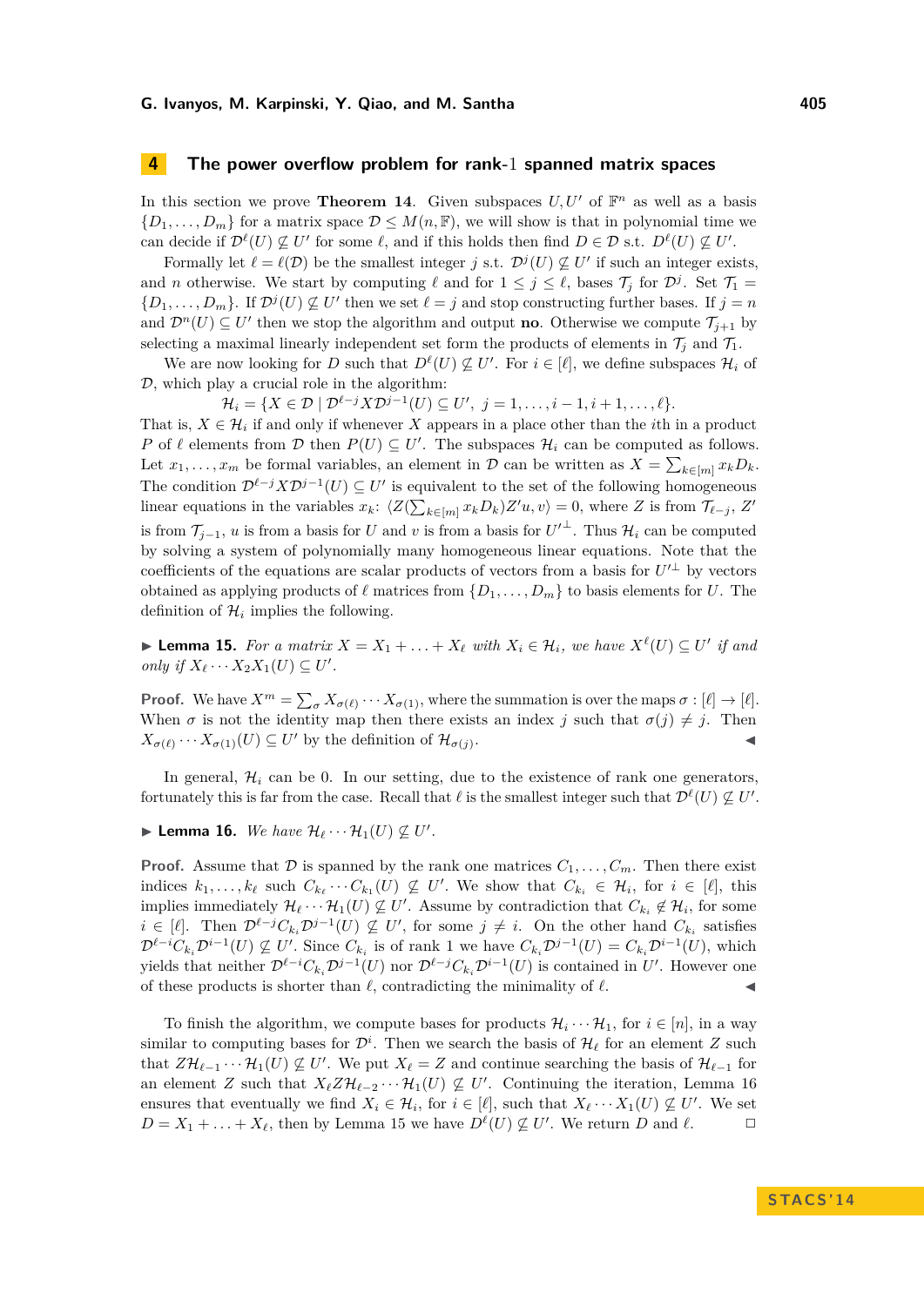## 4 The power overflow problem for rank-1 spanned matrix spaces

In this section we prove **Theorem 14**. Given subspaces $U, U'$ of $\mathbb{F}^n$ as well as a basis $\{D_1, \ldots, D_m\}$ for a matrix space $\mathcal{D} \leq M(n, \mathbb{F})$, we will show is that in polynomial time we can decide if $\mathcal{D}^\ell(U) \not\subseteq U'$ for some $\ell$, and if this holds then find $D \in \mathcal{D}$ s.t. $D^\ell(U) \not\subseteq U'$.

Formally let $\ell = \ell(\mathcal{D})$ be the smallest integer $j$ s.t. $\mathcal{D}^j(U) \not\subseteq U'$ if such an integer exists, and $n$ otherwise. We start by computing $\ell$ and for $1 \leq j \leq \ell$, bases $\mathcal{T}_j$ for $\mathcal{D}^j$. Set $\mathcal{T}_1 = \{D_1, \ldots, D_m\}$. If $\mathcal{D}^j(U) \not\subseteq U'$ then we set $\ell = j$ and stop constructing further bases. If $j = n$ and $\mathcal{D}^n(U) \subseteq U'$ then we stop the algorithm and output **no**. Otherwise we compute $\mathcal{T}_{j+1}$ by selecting a maximal linearly independent set form the products of elements in $\mathcal{T}_j$ and $\mathcal{T}_1$.

We are now looking for $D$ such that $D^\ell(U) \not\subseteq U'$. For $i \in [\ell]$, we define subspaces $\mathcal{H}_i$ of $\mathcal{D}$, which play a crucial role in the algorithm:

$$\mathcal{H}_i = \{X \in \mathcal{D} \mid \mathcal{D}^{\ell-j} X \mathcal{D}^{j-1}(U) \subseteq U',\ j = 1, \ldots, i-1, i+1, \ldots, \ell\}.$$

That is, $X \in \mathcal{H}_i$ if and only if whenever $X$ appears in a place other than the $i$th in a product $P$ of $\ell$ elements from $\mathcal{D}$ then $P(U) \subseteq U'$. The subspaces $\mathcal{H}_i$ can be computed as follows. Let $x_1, \ldots, x_m$ be formal variables, an element in $\mathcal{D}$ can be written as $X = \sum_{k \in [m]} x_k D_k$. The condition $\mathcal{D}^{\ell-j} X \mathcal{D}^{j-1}(U) \subseteq U'$ is equivalent to the set of the following homogeneous linear equations in the variables $x_k$: $\langle Z(\sum_{k \in [m]} x_k D_k) Z' u, v\rangle = 0$, where $Z$ is from $\mathcal{T}_{\ell-j}$, $Z'$ is from $\mathcal{T}_{j-1}$, $u$ is from a basis for $U$ and $v$ is from a basis for $U'^{\perp}$. Thus $\mathcal{H}_i$ can be computed by solving a system of polynomially many homogeneous linear equations. Note that the coefficients of the equations are scalar products of vectors from a basis for $U'^{\perp}$ by vectors obtained as applying products of $\ell$ matrices from $\{D_1, \ldots, D_m\}$ to basis elements for $U$. The definition of $\mathcal{H}_i$ implies the following.

▶ **Lemma 15.** *For a matrix $X = X_1 + \ldots + X_\ell$ with $X_i \in \mathcal{H}_i$, we have $X^\ell(U) \subseteq U'$ if and only if $X_\ell \cdots X_2 X_1(U) \subseteq U'$.*

**Proof.** We have $X^m = \sum_\sigma X_{\sigma(\ell)} \cdots X_{\sigma(1)}$, where the summation is over the maps $\sigma : [\ell] \to [\ell]$. When $\sigma$ is not the identity map then there exists an index $j$ such that $\sigma(j) \neq j$. Then $X_{\sigma(\ell)} \cdots X_{\sigma(1)}(U) \subseteq U'$ by the definition of $\mathcal{H}_{\sigma(j)}$. ◀

In general, $\mathcal{H}_i$ can be 0. In our setting, due to the existence of rank one generators, fortunately this is far from the case. Recall that $\ell$ is the smallest integer such that $\mathcal{D}^\ell(U) \not\subseteq U'$.

▶ **Lemma 16.** *We have $\mathcal{H}_\ell \cdots \mathcal{H}_1(U) \not\subseteq U'$.*

**Proof.** Assume that $\mathcal{D}$ is spanned by the rank one matrices $C_1, \ldots, C_m$. Then there exist indices $k_1, \ldots, k_\ell$ such $C_{k_\ell} \cdots C_{k_1}(U) \not\subseteq U'$. We show that $C_{k_i} \in \mathcal{H}_i$, for $i \in [\ell]$, this implies immediately $\mathcal{H}_\ell \cdots \mathcal{H}_1(U) \not\subseteq U'$. Assume by contradiction that $C_{k_i} \notin \mathcal{H}_i$, for some $i \in [\ell]$. Then $\mathcal{D}^{\ell-j} C_{k_i} \mathcal{D}^{j-1}(U) \not\subseteq U'$, for some $j \neq i$. On the other hand $C_{k_i}$ satisfies $\mathcal{D}^{\ell-i} C_{k_i} \mathcal{D}^{i-1}(U) \not\subseteq U'$. Since $C_{k_i}$ is of rank 1 we have $C_{k_i} \mathcal{D}^{j-1}(U) = C_{k_i} \mathcal{D}^{i-1}(U)$, which yields that neither $\mathcal{D}^{\ell-i} C_{k_i} \mathcal{D}^{j-1}(U)$ nor $\mathcal{D}^{\ell-j} C_{k_i} \mathcal{D}^{i-1}(U)$ is contained in $U'$. However one of these products is shorter than $\ell$, contradicting the minimality of $\ell$. ◀

To finish the algorithm, we compute bases for products $\mathcal{H}_i \cdots \mathcal{H}_1$, for $i \in [n]$, in a way similar to computing bases for $\mathcal{D}^i$. Then we search the basis of $\mathcal{H}_\ell$ for an element $Z$ such that $Z\mathcal{H}_{\ell-1} \cdots \mathcal{H}_1(U) \not\subseteq U'$. We put $X_\ell = Z$ and continue searching the basis of $\mathcal{H}_{\ell-1}$ for an element $Z$ such that $X_\ell Z \mathcal{H}_{\ell-2} \cdots \mathcal{H}_1(U) \not\subseteq U'$. Continuing the iteration, Lemma 16 ensures that eventually we find $X_i \in \mathcal{H}_i$, for $i \in [\ell]$, such that $X_\ell \cdots X_1(U) \not\subseteq U'$. We set $D = X_1 + \ldots + X_\ell$, then by Lemma 15 we have $D^\ell(U) \not\subseteq U'$. We return $D$ and $\ell$. □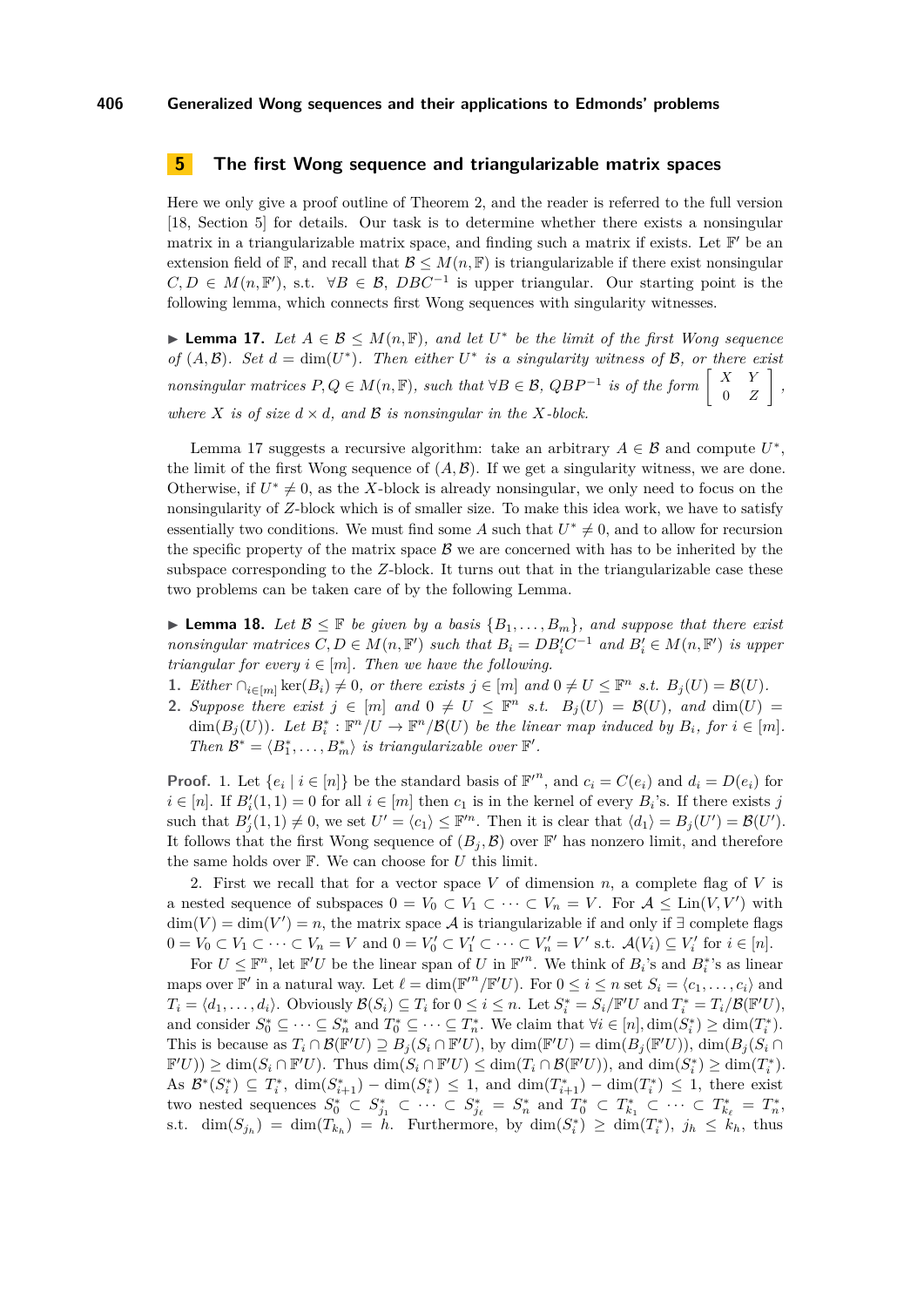## 5 The first Wong sequence and triangularizable matrix spaces

Here we only give a proof outline of Theorem 2, and the reader is referred to the full version [18, Section 5] for details. Our task is to determine whether there exists a nonsingular matrix in a triangularizable matrix space, and finding such a matrix if exists. Let $\mathbb{F}'$ be an extension field of $\mathbb{F}$, and recall that $\mathcal{B} \leq M(n, \mathbb{F})$ is triangularizable if there exist nonsingular $C, D \in M(n, \mathbb{F}')$, s.t. $\forall B \in \mathcal{B}$, $DBC^{-1}$ is upper triangular. Our starting point is the following lemma, which connects first Wong sequences with singularity witnesses.

▶ **Lemma 17.** *Let $A \in \mathcal{B} \leq M(n, \mathbb{F})$, and let $U^*$ be the limit of the first Wong sequence of $(A, \mathcal{B})$. Set $d = \dim(U^*)$. Then either $U^*$ is a singularity witness of $\mathcal{B}$, or there exist nonsingular matrices $P, Q \in M(n, \mathbb{F})$, such that $\forall B \in \mathcal{B}$, $QBP^{-1}$ is of the form $\begin{bmatrix} X & Y \\ 0 & Z \end{bmatrix}$, where $X$ is of size $d \times d$, and $\mathcal{B}$ is nonsingular in the $X$-block.*

Lemma 17 suggests a recursive algorithm: take an arbitrary $A \in \mathcal{B}$ and compute $U^*$, the limit of the first Wong sequence of $(A, \mathcal{B})$. If we get a singularity witness, we are done. Otherwise, if $U^* \neq 0$, as the $X$-block is already nonsingular, we only need to focus on the nonsingularity of $Z$-block which is of smaller size. To make this idea work, we have to satisfy essentially two conditions. We must find some $A$ such that $U^* \neq 0$, and to allow for recursion the specific property of the matrix space $\mathcal{B}$ we are concerned with has to be inherited by the subspace corresponding to the $Z$-block. It turns out that in the triangularizable case these two problems can be taken care of by the following Lemma.

▶ **Lemma 18.** *Let $\mathcal{B} \leq \mathbb{F}$ be given by a basis $\{B_1, \dots, B_m\}$, and suppose that there exist nonsingular matrices $C, D \in M(n, \mathbb{F}')$ such that $B_i = DB_i'C^{-1}$ and $B_i' \in M(n, \mathbb{F}')$ is upper triangular for every $i \in [m]$. Then we have the following.*

1. *Either $\cap_{i \in [m]} \ker(B_i) \neq 0$, or there exists $j \in [m]$ and $0 \neq U \leq \mathbb{F}^n$ s.t. $B_j(U) = \mathcal{B}(U)$.*
2. *Suppose there exist $j \in [m]$ and $0 \neq U \leq \mathbb{F}^n$ s.t. $B_j(U) = \mathcal{B}(U)$, and $\dim(U) = \dim(B_j(U))$. Let $B_i^* : \mathbb{F}^n/U \to \mathbb{F}^n/\mathcal{B}(U)$ be the linear map induced by $B_i$, for $i \in [m]$. Then $\mathcal{B}^* = \langle B_1^*, \dots, B_m^* \rangle$ is triangularizable over $\mathbb{F}'$.*

**Proof.** 1. Let $\{e_i \mid i \in [n]\}$ be the standard basis of $\mathbb{F}'^n$, and $c_i = C(e_i)$ and $d_i = D(e_i)$ for $i \in [n]$. If $B_i'(1,1) = 0$ for all $i \in [m]$ then $c_1$ is in the kernel of every $B_i$'s. If there exists $j$ such that $B_j'(1,1) \neq 0$, we set $U' = \langle c_1 \rangle \leq \mathbb{F}'^n$. Then it is clear that $\langle d_1 \rangle = B_j(U') = \mathcal{B}(U')$. It follows that the first Wong sequence of $(B_j, \mathcal{B})$ over $\mathbb{F}'$ has nonzero limit, and therefore the same holds over $\mathbb{F}$. We can choose for $U$ this limit.

2. First we recall that for a vector space $V$ of dimension $n$, a complete flag of $V$ is a nested sequence of subspaces $0 = V_0 \subset V_1 \subset \cdots \subset V_n = V$. For $\mathcal{A} \leq \mathrm{Lin}(V, V')$ with $\dim(V) = \dim(V') = n$, the matrix space $\mathcal{A}$ is triangularizable if and only if $\exists$ complete flags $0 = V_0 \subset V_1 \subset \cdots \subset V_n = V$ and $0 = V_0' \subset V_1' \subset \cdots \subset V_n' = V'$ s.t. $\mathcal{A}(V_i) \subseteq V_i'$ for $i \in [n]$.

For $U \leq \mathbb{F}^n$, let $\mathbb{F}'U$ be the linear span of $U$ in $\mathbb{F}'^n$. We think of $B_i$'s and $B_i^*$'s as linear maps over $\mathbb{F}'$ in a natural way. Let $\ell = \dim(\mathbb{F}'^n/\mathbb{F}'U)$. For $0 \leq i \leq n$ set $S_i = \langle c_1, \dots, c_i \rangle$ and $T_i = \langle d_1, \dots, d_i \rangle$. Obviously $\mathcal{B}(S_i) \subseteq T_i$ for $0 \leq i \leq n$. Let $S_i^* = S_i/\mathbb{F}'U$ and $T_i^* = T_i/\mathcal{B}(\mathbb{F}'U)$, and consider $S_0^* \subseteq \cdots \subseteq S_n^*$ and $T_0^* \subseteq \cdots \subseteq T_n^*$. We claim that $\forall i \in [n], \dim(S_i^*) \geq \dim(T_i^*)$. This is because as $T_i \cap \mathcal{B}(\mathbb{F}'U) \supseteq B_j(S_i \cap \mathbb{F}'U)$, by $\dim(\mathbb{F}'U) = \dim(B_j(\mathbb{F}'U))$, $\dim(B_j(S_i \cap \mathbb{F}'U)) \geq \dim(S_i \cap \mathbb{F}'U)$. Thus $\dim(S_i \cap \mathbb{F}'U) \leq \dim(T_i \cap \mathcal{B}(\mathbb{F}'U))$, and $\dim(S_i^*) \geq \dim(T_i^*)$. As $\mathcal{B}^*(S_i^*) \subseteq T_i^*$, $\dim(S_{i+1}^*) - \dim(S_i^*) \leq 1$, and $\dim(T_{i+1}^*) - \dim(T_i^*) \leq 1$, there exist two nested sequences $S_0^* \subset S_{j_1}^* \subset \cdots \subset S_{j_\ell}^* = S_n^*$ and $T_0^* \subset T_{k_1}^* \subset \cdots \subset T_{k_\ell}^* = T_n^*$, s.t. $\dim(S_{j_h}) = \dim(T_{k_h}) = h$. Furthermore, by $\dim(S_i^*) \geq \dim(T_i^*)$, $j_h \leq k_h$, thus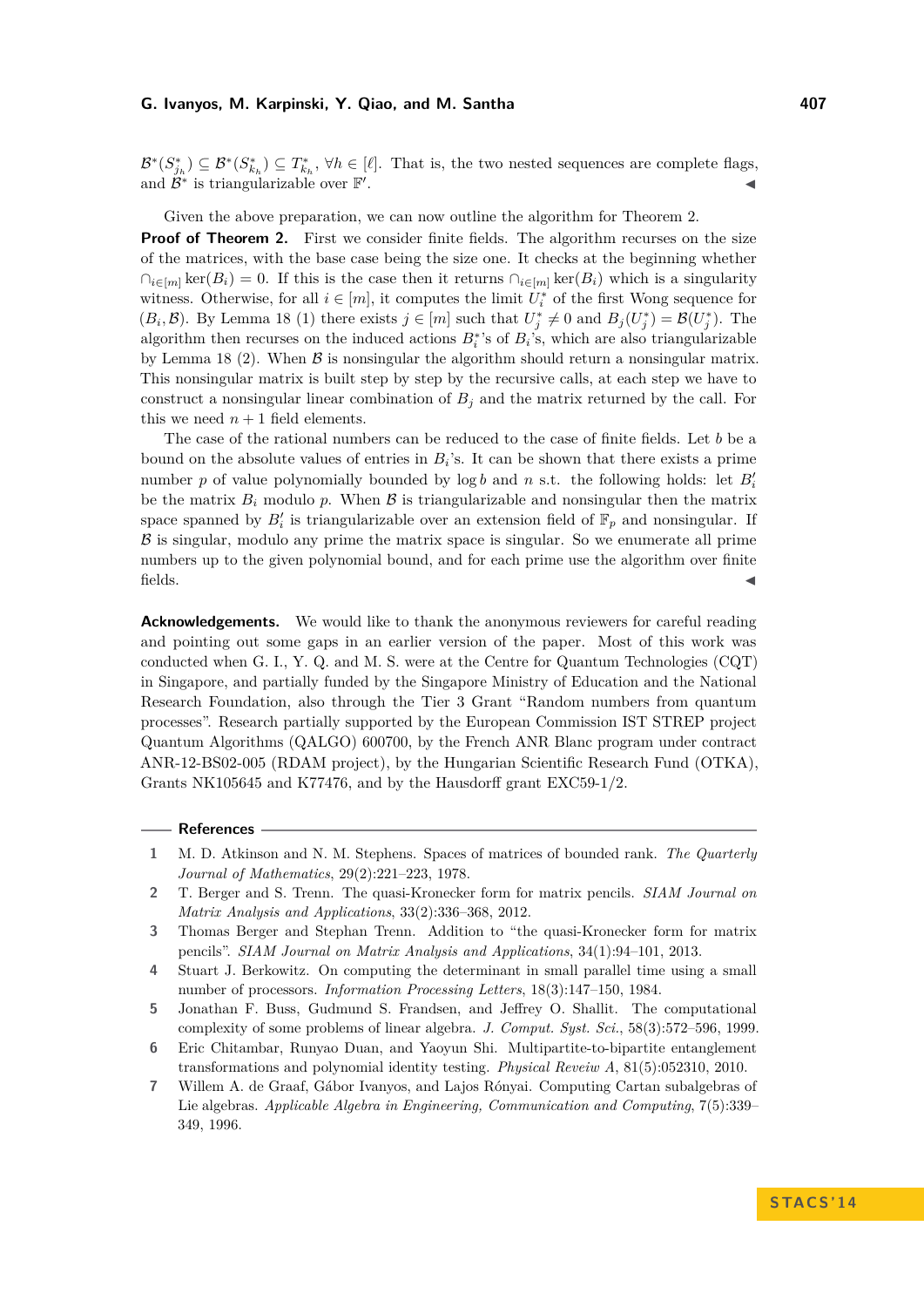$\mathcal{B}^*(S^*_{j_h}) \subseteq \mathcal{B}^*(S^*_{k_h}) \subseteq T^*_{k_h}$, $\forall h \in [\ell]$. That is, the two nested sequences are complete flags, and $\mathcal{B}^*$ is triangularizable over $\mathbb{F}'$. ◀

Given the above preparation, we can now outline the algorithm for Theorem 2.

**Proof of Theorem 2.** First we consider finite fields. The algorithm recurses on the size of the matrices, with the base case being the size one. It checks at the beginning whether $\cap_{i\in[m]} \ker(B_i) = 0$. If this is the case then it returns $\cap_{i\in[m]} \ker(B_i)$ which is a singularity witness. Otherwise, for all $i \in [m]$, it computes the limit $U_i^*$ of the first Wong sequence for $(B_i, \mathcal{B})$. By Lemma 18 (1) there exists $j \in [m]$ such that $U_j^* \neq 0$ and $B_j(U_j^*) = \mathcal{B}(U_j^*)$. The algorithm then recurses on the induced actions $B_i^*$'s of $B_i$'s, which are also triangularizable by Lemma 18 (2). When $\mathcal{B}$ is nonsingular the algorithm should return a nonsingular matrix. This nonsingular matrix is built step by step by the recursive calls, at each step we have to construct a nonsingular linear combination of $B_j$ and the matrix returned by the call. For this we need $n+1$ field elements.

The case of the rational numbers can be reduced to the case of finite fields. Let $b$ be a bound on the absolute values of entries in $B_i$'s. It can be shown that there exists a prime number $p$ of value polynomially bounded by $\log b$ and $n$ s.t. the following holds: let $B_i'$ be the matrix $B_i$ modulo $p$. When $\mathcal{B}$ is triangularizable and nonsingular then the matrix space spanned by $B_i'$ is triangularizable over an extension field of $\mathbb{F}_p$ and nonsingular. If $\mathcal{B}$ is singular, modulo any prime the matrix space is singular. So we enumerate all prime numbers up to the given polynomial bound, and for each prime use the algorithm over finite fields. ◀

**Acknowledgements.** We would like to thank the anonymous reviewers for careful reading and pointing out some gaps in an earlier version of the paper. Most of this work was conducted when G. I., Y. Q. and M. S. were at the Centre for Quantum Technologies (CQT) in Singapore, and partially funded by the Singapore Ministry of Education and the National Research Foundation, also through the Tier 3 Grant "Random numbers from quantum processes". Research partially supported by the European Commission IST STREP project Quantum Algorithms (QALGO) 600700, by the French ANR Blanc program under contract ANR-12-BS02-005 (RDAM project), by the Hungarian Scientific Research Fund (OTKA), Grants NK105645 and K77476, and by the Hausdorff grant EXC59-1/2.

## References

1. M. D. Atkinson and N. M. Stephens. Spaces of matrices of bounded rank. *The Quarterly Journal of Mathematics*, 29(2):221–223, 1978.
2. T. Berger and S. Trenn. The quasi-Kronecker form for matrix pencils. *SIAM Journal on Matrix Analysis and Applications*, 33(2):336–368, 2012.
3. Thomas Berger and Stephan Trenn. Addition to "the quasi-Kronecker form for matrix pencils". *SIAM Journal on Matrix Analysis and Applications*, 34(1):94–101, 2013.
4. Stuart J. Berkowitz. On computing the determinant in small parallel time using a small number of processors. *Information Processing Letters*, 18(3):147–150, 1984.
5. Jonathan F. Buss, Gudmund S. Frandsen, and Jeffrey O. Shallit. The computational complexity of some problems of linear algebra. *J. Comput. Syst. Sci.*, 58(3):572–596, 1999.
6. Eric Chitambar, Runyao Duan, and Yaoyun Shi. Multipartite-to-bipartite entanglement transformations and polynomial identity testing. *Physical Reveiw A*, 81(5):052310, 2010.
7. Willem A. de Graaf, Gábor Ivanyos, and Lajos Rónyai. Computing Cartan subalgebras of Lie algebras. *Applicable Algebra in Engineering, Communication and Computing*, 7(5):339–349, 1996.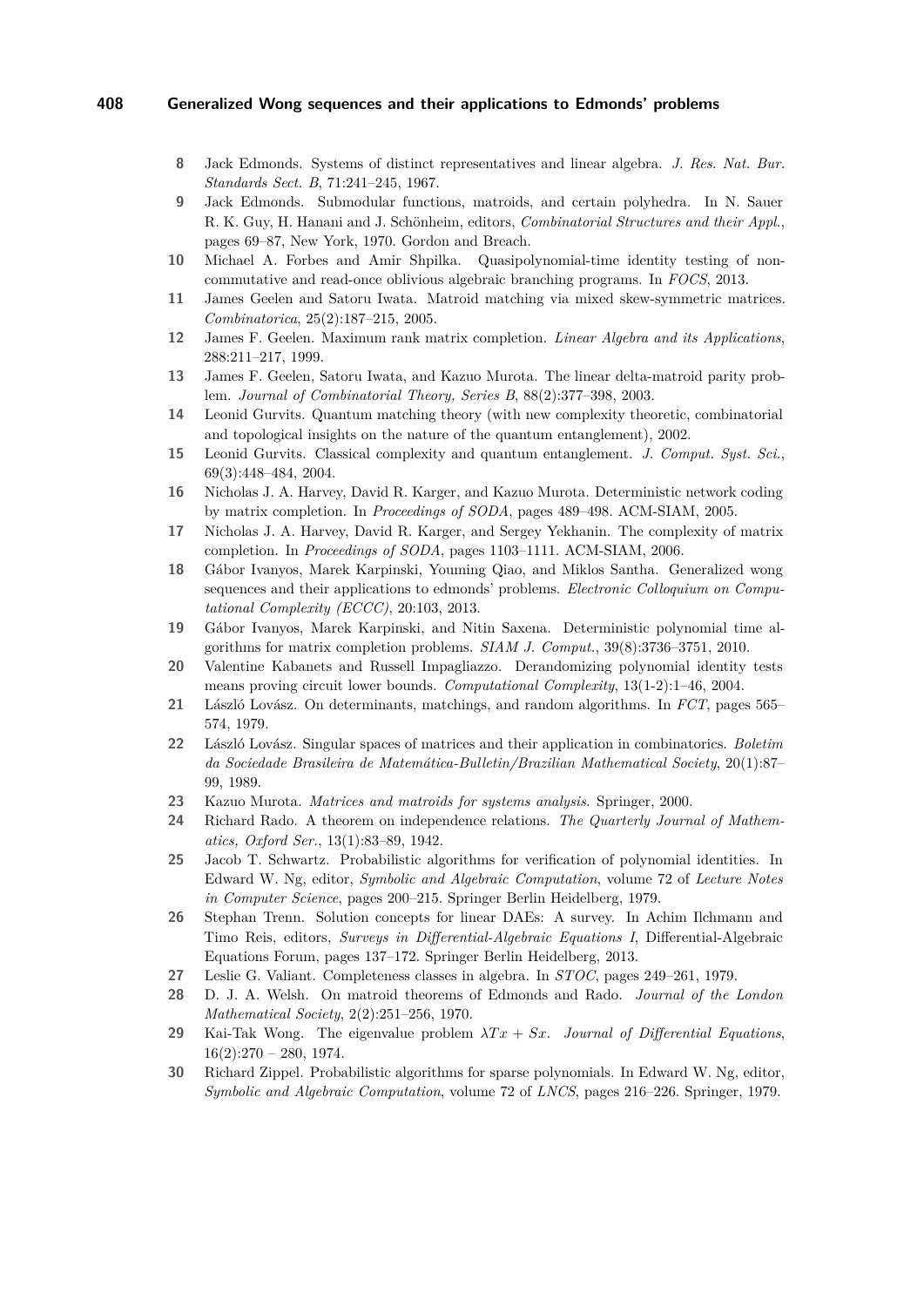8 Jack Edmonds. Systems of distinct representatives and linear algebra. *J. Res. Nat. Bur. Standards Sect. B*, 71:241–245, 1967.

9 Jack Edmonds. Submodular functions, matroids, and certain polyhedra. In N. Sauer R. K. Guy, H. Hanani and J. Schönheim, editors, *Combinatorial Structures and their Appl.*, pages 69–87, New York, 1970. Gordon and Breach.

10 Michael A. Forbes and Amir Shpilka. Quasipolynomial-time identity testing of non-commutative and read-once oblivious algebraic branching programs. In *FOCS*, 2013.

11 James Geelen and Satoru Iwata. Matroid matching via mixed skew-symmetric matrices. *Combinatorica*, 25(2):187–215, 2005.

12 James F. Geelen. Maximum rank matrix completion. *Linear Algebra and its Applications*, 288:211–217, 1999.

13 James F. Geelen, Satoru Iwata, and Kazuo Murota. The linear delta-matroid parity problem. *Journal of Combinatorial Theory, Series B*, 88(2):377–398, 2003.

14 Leonid Gurvits. Quantum matching theory (with new complexity theoretic, combinatorial and topological insights on the nature of the quantum entanglement), 2002.

15 Leonid Gurvits. Classical complexity and quantum entanglement. *J. Comput. Syst. Sci.*, 69(3):448–484, 2004.

16 Nicholas J. A. Harvey, David R. Karger, and Kazuo Murota. Deterministic network coding by matrix completion. In *Proceedings of SODA*, pages 489–498. ACM-SIAM, 2005.

17 Nicholas J. A. Harvey, David R. Karger, and Sergey Yekhanin. The complexity of matrix completion. In *Proceedings of SODA*, pages 1103–1111. ACM-SIAM, 2006.

18 Gábor Ivanyos, Marek Karpinski, Youming Qiao, and Miklos Santha. Generalized wong sequences and their applications to edmonds' problems. *Electronic Colloquium on Computational Complexity (ECCC)*, 20:103, 2013.

19 Gábor Ivanyos, Marek Karpinski, and Nitin Saxena. Deterministic polynomial time algorithms for matrix completion problems. *SIAM J. Comput.*, 39(8):3736–3751, 2010.

20 Valentine Kabanets and Russell Impagliazzo. Derandomizing polynomial identity tests means proving circuit lower bounds. *Computational Complexity*, 13(1-2):1–46, 2004.

21 László Lovász. On determinants, matchings, and random algorithms. In *FCT*, pages 565–574, 1979.

22 László Lovász. Singular spaces of matrices and their application in combinatorics. *Boletim da Sociedade Brasileira de Matemática-Bulletin/Brazilian Mathematical Society*, 20(1):87–99, 1989.

23 Kazuo Murota. *Matrices and matroids for systems analysis*. Springer, 2000.

24 Richard Rado. A theorem on independence relations. *The Quarterly Journal of Mathematics, Oxford Ser.*, 13(1):83–89, 1942.

25 Jacob T. Schwartz. Probabilistic algorithms for verification of polynomial identities. In Edward W. Ng, editor, *Symbolic and Algebraic Computation*, volume 72 of *Lecture Notes in Computer Science*, pages 200–215. Springer Berlin Heidelberg, 1979.

26 Stephan Trenn. Solution concepts for linear DAEs: A survey. In Achim Ilchmann and Timo Reis, editors, *Surveys in Differential-Algebraic Equations I*, Differential-Algebraic Equations Forum, pages 137–172. Springer Berlin Heidelberg, 2013.

27 Leslie G. Valiant. Completeness classes in algebra. In *STOC*, pages 249–261, 1979.

28 D. J. A. Welsh. On matroid theorems of Edmonds and Rado. *Journal of the London Mathematical Society*, 2(2):251–256, 1970.

29 Kai-Tak Wong. The eigenvalue problem $\lambda Tx + Sx$. *Journal of Differential Equations*, 16(2):270 – 280, 1974.

30 Richard Zippel. Probabilistic algorithms for sparse polynomials. In Edward W. Ng, editor, *Symbolic and Algebraic Computation*, volume 72 of *LNCS*, pages 216–226. Springer, 1979.